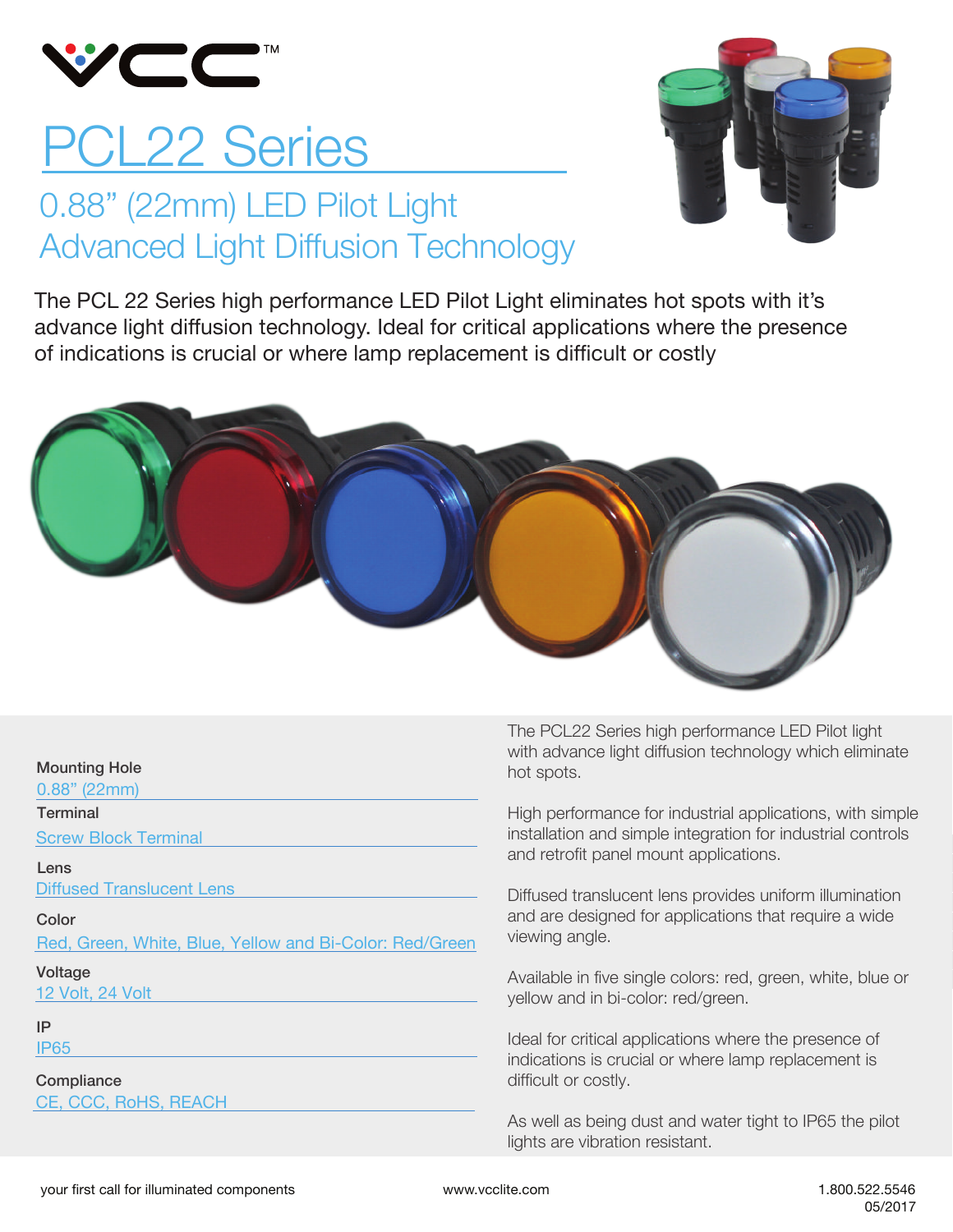# PCL22 Series

## 0.88" (22mm) LED Pilot Light
## Advanced Light Diffusion Technology

The PCL 22 Series high performance LED Pilot Light eliminates hot spots with it's advance light diffusion technology. Ideal for critical applications where the presence of indications is crucial or where lamp replacement is difficult or costly

**Mounting Hole**
0.88" (22mm)

**Terminal**
Screw Block Terminal

**Lens**
Diffused Translucent Lens

**Color**
Red, Green, White, Blue, Yellow and Bi-Color: Red/Green

**Voltage**
12 Volt, 24 Volt

**IP**
IP65

**Compliance**
CE, CCC, RoHS, REACH

The PCL22 Series high performance LED Pilot light with advance light diffusion technology which eliminate hot spots.

High performance for industrial applications, with simple installation and simple integration for industrial controls and retrofit panel mount applications.

Diffused translucent lens provides uniform illumination and are designed for applications that require a wide viewing angle.

Available in five single colors: red, green, white, blue or yellow and in bi-color: red/green.

Ideal for critical applications where the presence of indications is crucial or where lamp replacement is difficult or costly.

As well as being dust and water tight to IP65 the pilot lights are vibration resistant.

your first call for illuminated components www.vcclite.com 1.800.522.5546 05/2017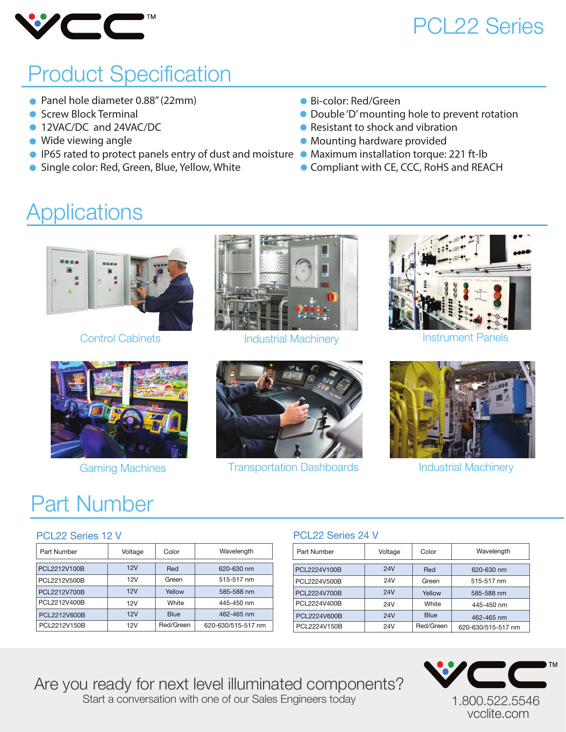# PCL22 Series

## Product Specification

- Panel hole diameter 0.88" (22mm)
- Screw Block Terminal
- 12VAC/DC and 24VAC/DC
- Wide viewing angle
- IP65 rated to protect panels entry of dust and moisture
- Single color: Red, Green, Blue, Yellow, White
- Bi-color: Red/Green
- Double 'D' mounting hole to prevent rotation
- Resistant to shock and vibration
- Mounting hardware provided
- Maximum installation torque: 221 ft-lb
- Compliant with CE, CCC, RoHS and REACH

## Applications

Control Cabinets

Industrial Machinery

Instrument Panels

Gaming Machines

Transportation Dashboards

Industrial Machinery

## Part Number

### PCL22 Series 12 V

| Part Number | Voltage | Color | Wavelength |
|---|---|---|---|
| PCL2212V100B | 12V | Red | 620-630 nm |
| PCL2212V500B | 12V | Green | 515-517 nm |
| PCL2212V700B | 12V | Yellow | 585-588 nm |
| PCL2212V400B | 12V | White | 445-450 nm |
| PCL2212V600B | 12V | Blue | 462-465 nm |
| PCL2212V150B | 12V | Red/Green | 620-630/515-517 nm |

### PCL22 Series 24 V

| Part Number | Voltage | Color | Wavelength |
|---|---|---|---|
| PCL2224V100B | 24V | Red | 620-630 nm |
| PCL2224V500B | 24V | Green | 515-517 nm |
| PCL2224V700B | 24V | Yellow | 585-588 nm |
| PCL2224V400B | 24V | White | 445-450 nm |
| PCL2224V600B | 24V | Blue | 462-465 nm |
| PCL2224V150B | 24V | Red/Green | 620-630/515-517 nm |

Are you ready for next level illuminated components?

Start a conversation with one of our Sales Engineers today

1.800.522.5546

vcclite.com